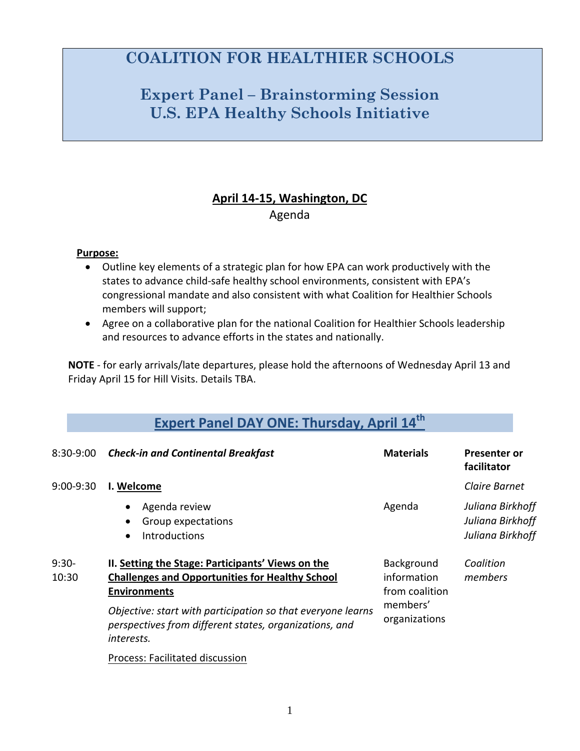# COALITION FOR HEALTHIER SCHOOLS

## Expert Panel – Brainstorming Session
## U.S. EPA Healthy Schools Initiative

**April 14-15, Washington, DC**

Agenda

**Purpose:**

- Outline key elements of a strategic plan for how EPA can work productively with the states to advance child-safe healthy school environments, consistent with EPA's congressional mandate and also consistent with what Coalition for Healthier Schools members will support;
- Agree on a collaborative plan for the national Coalition for Healthier Schools leadership and resources to advance efforts in the states and nationally.

**NOTE** - for early arrivals/late departures, please hold the afternoons of Wednesday April 13 and Friday April 15 for Hill Visits. Details TBA.

## Expert Panel DAY ONE: Thursday, April 14th

| Time | Session | Materials | Presenter or facilitator |
|---|---|---|---|
| 8:30-9:00 | ***Check-in and Continental Breakfast*** | **Materials** | **Presenter or facilitator** |
| 9:00-9:30 | **I. Welcome** | | *Claire Barnet* |
| | • Agenda review | Agenda | *Juliana Birkhoff* |
| | • Group expectations | | *Juliana Birkhoff* |
| | • Introductions | | *Juliana Birkhoff* |
| 9:30-10:30 | **II. Setting the Stage: Participants' Views on the Challenges and Opportunities for Healthy School Environments**<br>*Objective: start with participation so that everyone learns perspectives from different states, organizations, and interests.*<br>Process: Facilitated discussion | Background information from coalition members' organizations | *Coalition members* |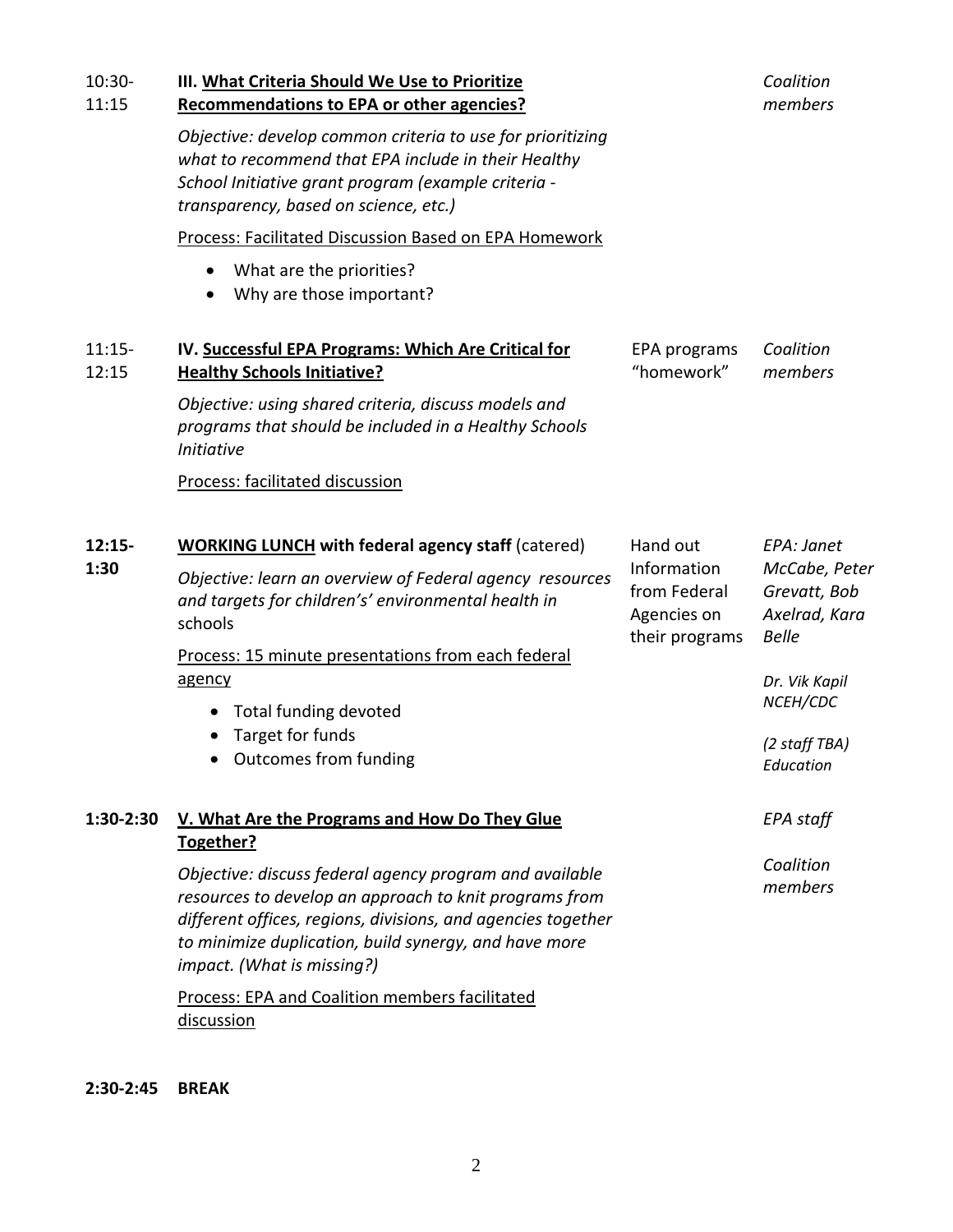| Time | Session | Materials | Presenters |
|---|---|---|---|
| 10:30-11:15 | **III. <u>What Criteria Should We Use to Prioritize Recommendations to EPA or other agencies?</u>**<br><br>*Objective: develop common criteria to use for prioritizing what to recommend that EPA include in their Healthy School Initiative grant program (example criteria - transparency, based on science, etc.)*<br><br><u>Process: Facilitated Discussion Based on EPA Homework</u><br>• What are the priorities?<br>• Why are those important? | | *Coalition members* |
| 11:15-12:15 | **IV. <u>Successful EPA Programs: Which Are Critical for Healthy Schools Initiative?</u>**<br><br>*Objective: using shared criteria, discuss models and programs that should be included in a Healthy Schools Initiative*<br><br><u>Process: facilitated discussion</u> | EPA programs "homework" | *Coalition members* |
| **12:15-1:30** | **<u>WORKING LUNCH</u> with federal agency staff** (catered)<br><br>*Objective: learn an overview of Federal agency resources and targets for children's' environmental health in schools*<br><br><u>Process: 15 minute presentations from each federal agency</u><br>• Total funding devoted<br>• Target for funds<br>• Outcomes from funding | Hand out Information from Federal Agencies on their programs | *EPA: Janet McCabe, Peter Grevatt, Bob Axelrad, Kara Belle*<br><br>*Dr. Vik Kapil NCEH/CDC*<br><br>*(2 staff TBA) Education* |
| **1:30-2:30** | **V. <u>What Are the Programs and How Do They Glue Together?</u>**<br><br>*Objective: discuss federal agency program and available resources to develop an approach to knit programs from different offices, regions, divisions, and agencies together to minimize duplication, build synergy, and have more impact. (What is missing?)*<br><br><u>Process: EPA and Coalition members facilitated discussion</u> | | *EPA staff*<br><br>*Coalition members* |
| **2:30-2:45** | **BREAK** | | |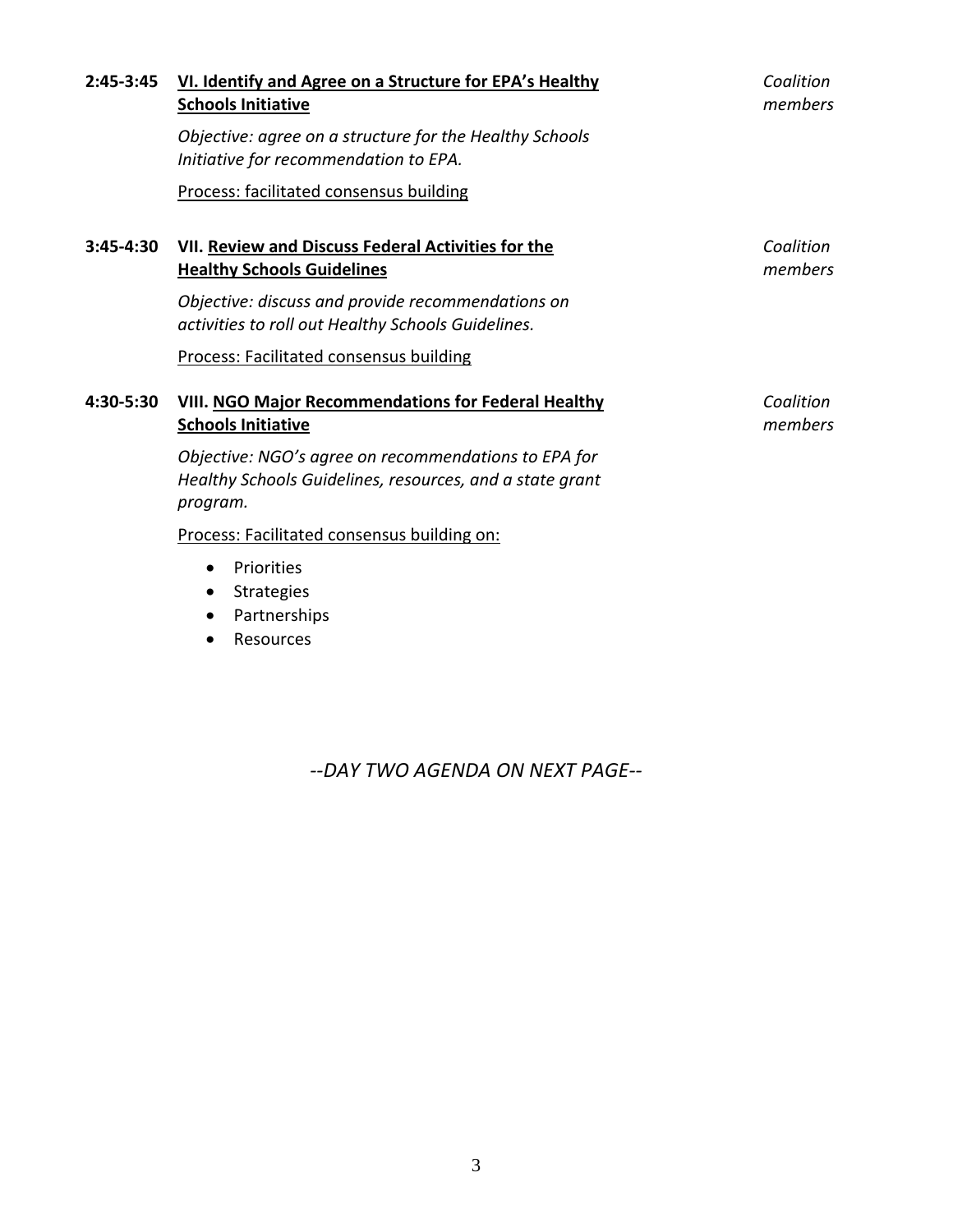**2:45-3:45** **VI. Identify and Agree on a Structure for EPA's Healthy Schools Initiative** — *Coalition members*

*Objective: agree on a structure for the Healthy Schools Initiative for recommendation to EPA.*

Process: facilitated consensus building

**3:45-4:30** **VII. Review and Discuss Federal Activities for the Healthy Schools Guidelines** — *Coalition members*

*Objective: discuss and provide recommendations on activities to roll out Healthy Schools Guidelines.*

Process: Facilitated consensus building

**4:30-5:30** **VIII. NGO Major Recommendations for Federal Healthy Schools Initiative** — *Coalition members*

*Objective: NGO's agree on recommendations to EPA for Healthy Schools Guidelines, resources, and a state grant program.*

Process: Facilitated consensus building on:

- Priorities
- Strategies
- Partnerships
- Resources

*--DAY TWO AGENDA ON NEXT PAGE--*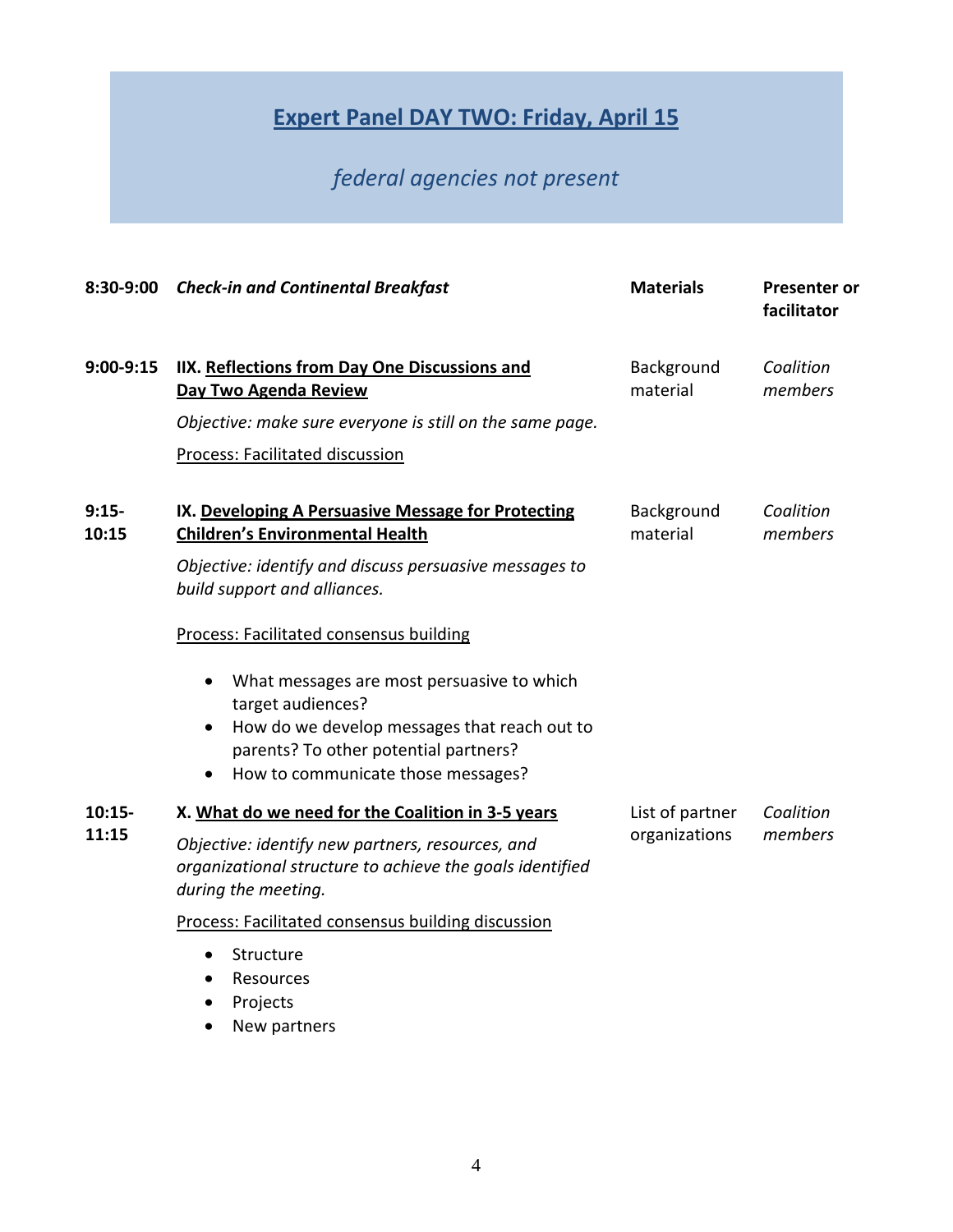## Expert Panel DAY TWO: Friday, April 15

*federal agencies not present*

| | | Materials | Presenter or facilitator |
|---|---|---|---|
| **8:30-9:00** | ***Check-in and Continental Breakfast*** | | |
| **9:00-9:15** | **IIX. Reflections from Day One Discussions and Day Two Agenda Review**<br><br>*Objective: make sure everyone is still on the same page.*<br><br>Process: Facilitated discussion | Background material | *Coalition members* |
| **9:15-10:15** | **IX. Developing A Persuasive Message for Protecting Children's Environmental Health**<br><br>*Objective: identify and discuss persuasive messages to build support and alliances.*<br><br>Process: Facilitated consensus building<br><br>• What messages are most persuasive to which target audiences?<br>• How do we develop messages that reach out to parents? To other potential partners?<br>• How to communicate those messages? | Background material | *Coalition members* |
| **10:15-11:15** | **X. What do we need for the Coalition in 3-5 years**<br><br>*Objective: identify new partners, resources, and organizational structure to achieve the goals identified during the meeting.*<br><br>Process: Facilitated consensus building discussion<br><br>• Structure<br>• Resources<br>• Projects<br>• New partners | List of partner organizations | *Coalition members* |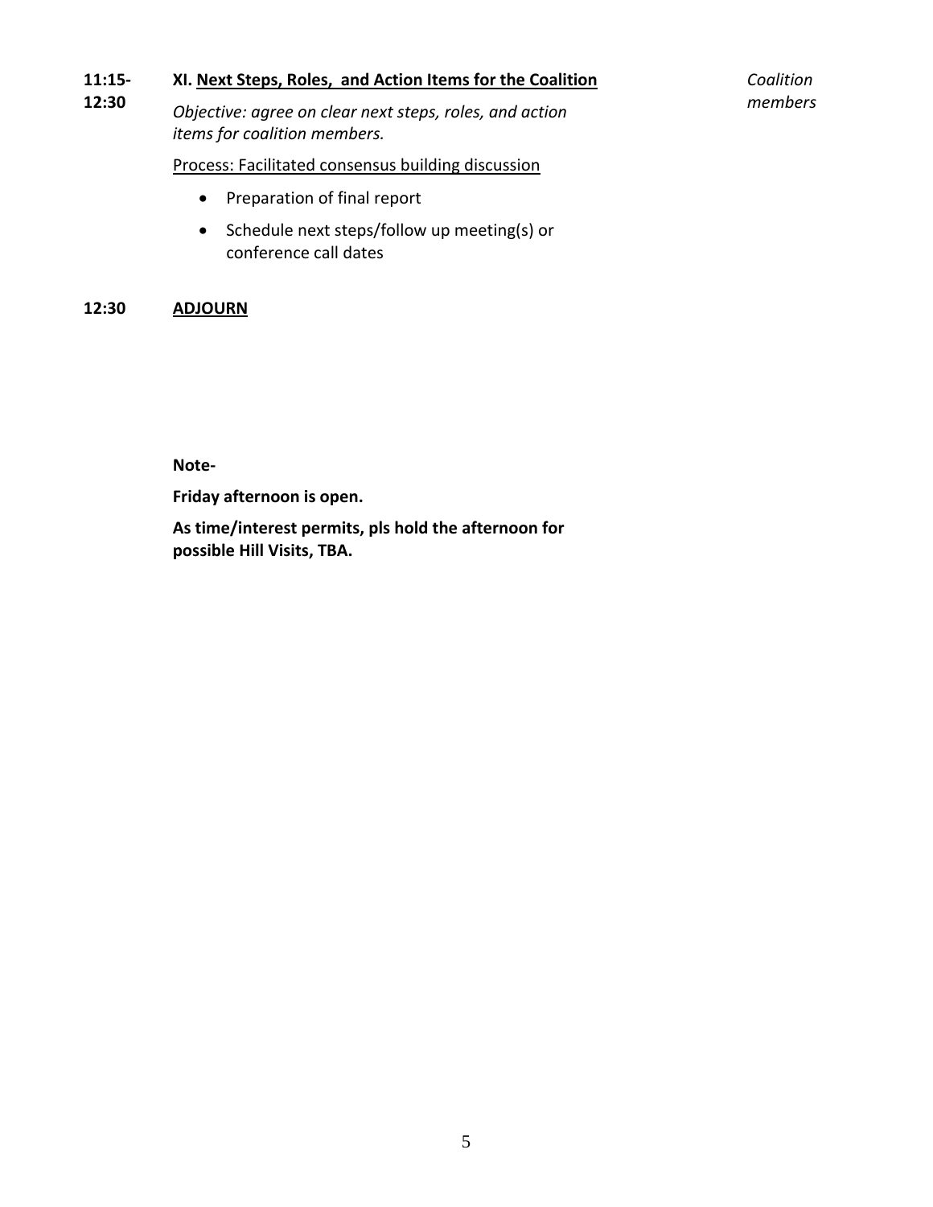**11:15-12:30** **XI. Next Steps, Roles, and Action Items for the Coalition** *Coalition members*

*Objective: agree on clear next steps, roles, and action items for coalition members.*

Process: Facilitated consensus building discussion

- Preparation of final report
- Schedule next steps/follow up meeting(s) or conference call dates

**12:30** **ADJOURN**

**Note-**

**Friday afternoon is open.**

**As time/interest permits, pls hold the afternoon for possible Hill Visits, TBA.**